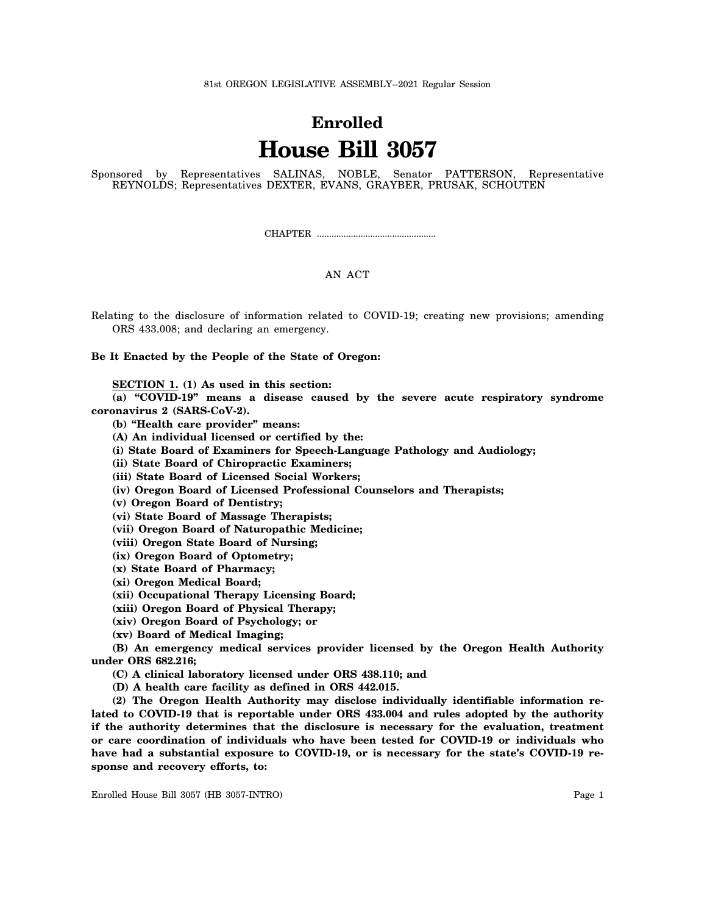81st OREGON LEGISLATIVE ASSEMBLY--2021 Regular Session

# Enrolled
# House Bill 3057

Sponsored by Representatives SALINAS, NOBLE, Senator PATTERSON, Representative REYNOLDS; Representatives DEXTER, EVANS, GRAYBER, PRUSAK, SCHOUTEN

CHAPTER .................................................

AN ACT

Relating to the disclosure of information related to COVID-19; creating new provisions; amending ORS 433.008; and declaring an emergency.

**Be It Enacted by the People of the State of Oregon:**

**SECTION 1. (1) As used in this section:**

**(a) "COVID-19" means a disease caused by the severe acute respiratory syndrome coronavirus 2 (SARS-CoV-2).**

**(b) "Health care provider" means:**

**(A) An individual licensed or certified by the:**

**(i) State Board of Examiners for Speech-Language Pathology and Audiology;**

**(ii) State Board of Chiropractic Examiners;**

**(iii) State Board of Licensed Social Workers;**

**(iv) Oregon Board of Licensed Professional Counselors and Therapists;**

**(v) Oregon Board of Dentistry;**

**(vi) State Board of Massage Therapists;**

**(vii) Oregon Board of Naturopathic Medicine;**

**(viii) Oregon State Board of Nursing;**

**(ix) Oregon Board of Optometry;**

**(x) State Board of Pharmacy;**

**(xi) Oregon Medical Board;**

**(xii) Occupational Therapy Licensing Board;**

**(xiii) Oregon Board of Physical Therapy;**

**(xiv) Oregon Board of Psychology; or**

**(xv) Board of Medical Imaging;**

**(B) An emergency medical services provider licensed by the Oregon Health Authority under ORS 682.216;**

**(C) A clinical laboratory licensed under ORS 438.110; and**

**(D) A health care facility as defined in ORS 442.015.**

**(2) The Oregon Health Authority may disclose individually identifiable information related to COVID-19 that is reportable under ORS 433.004 and rules adopted by the authority if the authority determines that the disclosure is necessary for the evaluation, treatment or care coordination of individuals who have been tested for COVID-19 or individuals who have had a substantial exposure to COVID-19, or is necessary for the state's COVID-19 response and recovery efforts, to:**

Enrolled House Bill 3057 (HB 3057-INTRO)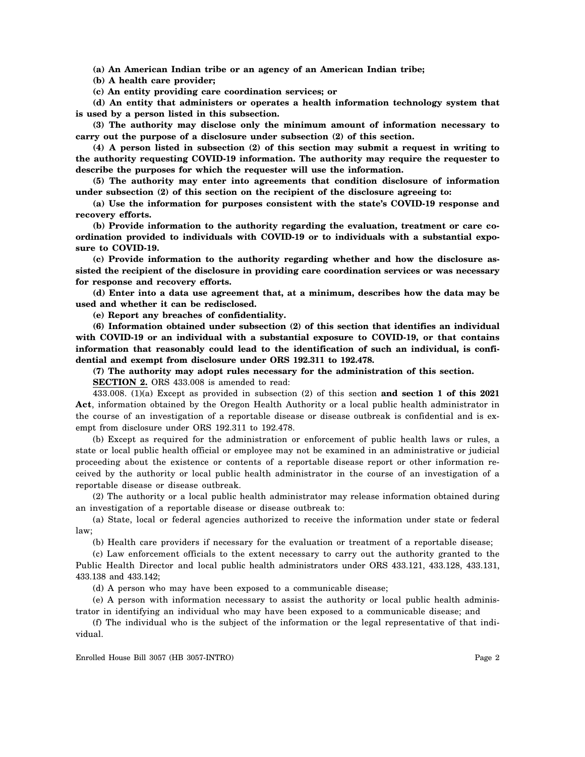**(a) An American Indian tribe or an agency of an American Indian tribe;**

**(b) A health care provider;**

**(c) An entity providing care coordination services; or**

**(d) An entity that administers or operates a health information technology system that is used by a person listed in this subsection.**

**(3) The authority may disclose only the minimum amount of information necessary to carry out the purpose of a disclosure under subsection (2) of this section.**

**(4) A person listed in subsection (2) of this section may submit a request in writing to the authority requesting COVID-19 information. The authority may require the requester to describe the purposes for which the requester will use the information.**

**(5) The authority may enter into agreements that condition disclosure of information under subsection (2) of this section on the recipient of the disclosure agreeing to:**

**(a) Use the information for purposes consistent with the state's COVID-19 response and recovery efforts.**

**(b) Provide information to the authority regarding the evaluation, treatment or care coordination provided to individuals with COVID-19 or to individuals with a substantial exposure to COVID-19.**

**(c) Provide information to the authority regarding whether and how the disclosure assisted the recipient of the disclosure in providing care coordination services or was necessary for response and recovery efforts.**

**(d) Enter into a data use agreement that, at a minimum, describes how the data may be used and whether it can be redisclosed.**

**(e) Report any breaches of confidentiality.**

**(6) Information obtained under subsection (2) of this section that identifies an individual with COVID-19 or an individual with a substantial exposure to COVID-19, or that contains information that reasonably could lead to the identification of such an individual, is confidential and exempt from disclosure under ORS 192.311 to 192.478.**

**(7) The authority may adopt rules necessary for the administration of this section.**

**SECTION 2.** ORS 433.008 is amended to read:

433.008. (1)(a) Except as provided in subsection (2) of this section **and section 1 of this 2021 Act**, information obtained by the Oregon Health Authority or a local public health administrator in the course of an investigation of a reportable disease or disease outbreak is confidential and is exempt from disclosure under ORS 192.311 to 192.478.

(b) Except as required for the administration or enforcement of public health laws or rules, a state or local public health official or employee may not be examined in an administrative or judicial proceeding about the existence or contents of a reportable disease report or other information received by the authority or local public health administrator in the course of an investigation of a reportable disease or disease outbreak.

(2) The authority or a local public health administrator may release information obtained during an investigation of a reportable disease or disease outbreak to:

(a) State, local or federal agencies authorized to receive the information under state or federal law;

(b) Health care providers if necessary for the evaluation or treatment of a reportable disease;

(c) Law enforcement officials to the extent necessary to carry out the authority granted to the Public Health Director and local public health administrators under ORS 433.121, 433.128, 433.131, 433.138 and 433.142;

(d) A person who may have been exposed to a communicable disease;

(e) A person with information necessary to assist the authority or local public health administrator in identifying an individual who may have been exposed to a communicable disease; and

(f) The individual who is the subject of the information or the legal representative of that individual.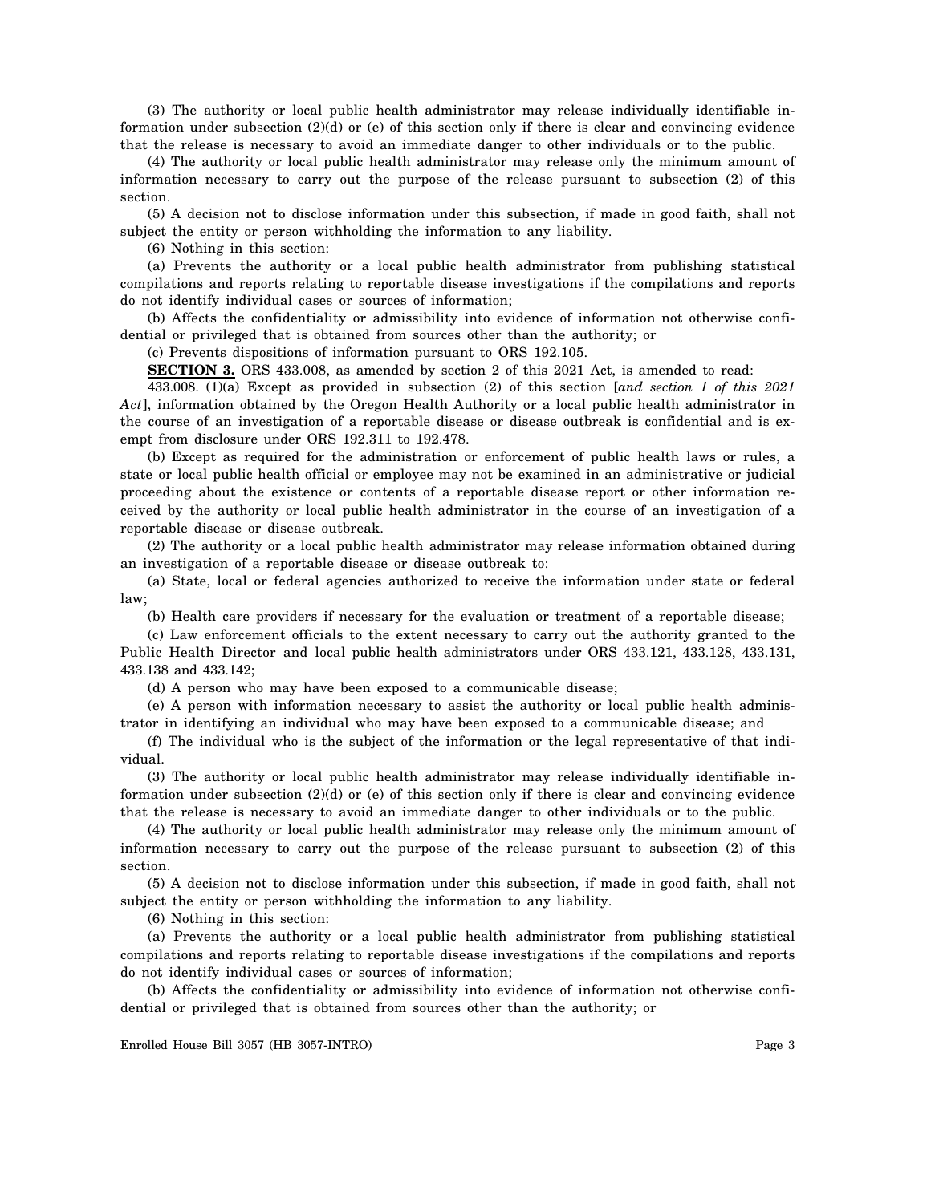(3) The authority or local public health administrator may release individually identifiable information under subsection (2)(d) or (e) of this section only if there is clear and convincing evidence that the release is necessary to avoid an immediate danger to other individuals or to the public.

(4) The authority or local public health administrator may release only the minimum amount of information necessary to carry out the purpose of the release pursuant to subsection (2) of this section.

(5) A decision not to disclose information under this subsection, if made in good faith, shall not subject the entity or person withholding the information to any liability.

(6) Nothing in this section:

(a) Prevents the authority or a local public health administrator from publishing statistical compilations and reports relating to reportable disease investigations if the compilations and reports do not identify individual cases or sources of information;

(b) Affects the confidentiality or admissibility into evidence of information not otherwise confidential or privileged that is obtained from sources other than the authority; or

(c) Prevents dispositions of information pursuant to ORS 192.105.

**SECTION 3.** ORS 433.008, as amended by section 2 of this 2021 Act, is amended to read:

433.008. (1)(a) Except as provided in subsection (2) of this section [*and section 1 of this 2021 Act*], information obtained by the Oregon Health Authority or a local public health administrator in the course of an investigation of a reportable disease or disease outbreak is confidential and is exempt from disclosure under ORS 192.311 to 192.478.

(b) Except as required for the administration or enforcement of public health laws or rules, a state or local public health official or employee may not be examined in an administrative or judicial proceeding about the existence or contents of a reportable disease report or other information received by the authority or local public health administrator in the course of an investigation of a reportable disease or disease outbreak.

(2) The authority or a local public health administrator may release information obtained during an investigation of a reportable disease or disease outbreak to:

(a) State, local or federal agencies authorized to receive the information under state or federal law;

(b) Health care providers if necessary for the evaluation or treatment of a reportable disease;

(c) Law enforcement officials to the extent necessary to carry out the authority granted to the Public Health Director and local public health administrators under ORS 433.121, 433.128, 433.131, 433.138 and 433.142;

(d) A person who may have been exposed to a communicable disease;

(e) A person with information necessary to assist the authority or local public health administrator in identifying an individual who may have been exposed to a communicable disease; and

(f) The individual who is the subject of the information or the legal representative of that individual.

(3) The authority or local public health administrator may release individually identifiable information under subsection (2)(d) or (e) of this section only if there is clear and convincing evidence that the release is necessary to avoid an immediate danger to other individuals or to the public.

(4) The authority or local public health administrator may release only the minimum amount of information necessary to carry out the purpose of the release pursuant to subsection (2) of this section.

(5) A decision not to disclose information under this subsection, if made in good faith, shall not subject the entity or person withholding the information to any liability.

(6) Nothing in this section:

(a) Prevents the authority or a local public health administrator from publishing statistical compilations and reports relating to reportable disease investigations if the compilations and reports do not identify individual cases or sources of information;

(b) Affects the confidentiality or admissibility into evidence of information not otherwise confidential or privileged that is obtained from sources other than the authority; or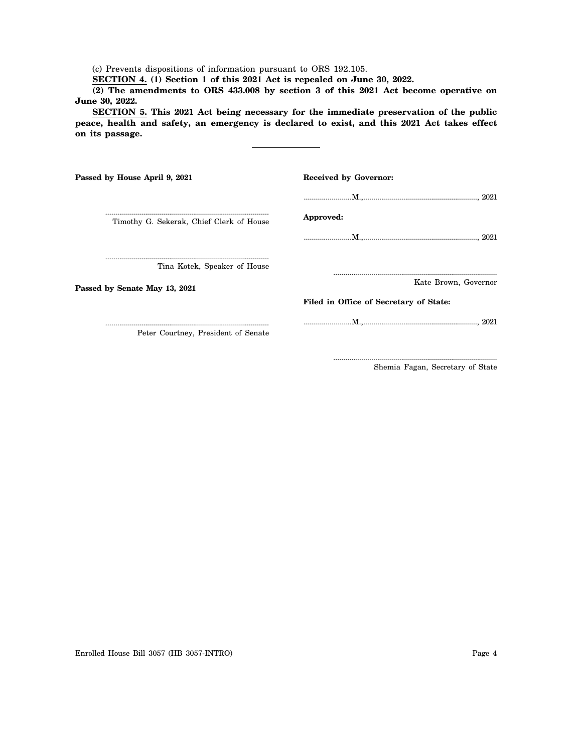(c) Prevents dispositions of information pursuant to ORS 192.105.

**SECTION 4. (1) Section 1 of this 2021 Act is repealed on June 30, 2022.**

**(2) The amendments to ORS 433.008 by section 3 of this 2021 Act become operative on June 30, 2022.**

**SECTION 5. This 2021 Act being necessary for the immediate preservation of the public peace, health and safety, an emergency is declared to exist, and this 2021 Act takes effect on its passage.**

---

**Passed by House April 9, 2021**

..................................................................................
Timothy G. Sekerak, Chief Clerk of House

..................................................................................
Tina Kotek, Speaker of House

**Passed by Senate May 13, 2021**

..................................................................................
Peter Courtney, President of Senate

**Received by Governor:**

........................M.,.........................................................., 2021

**Approved:**

........................M.,.........................................................., 2021

..................................................................................
Kate Brown, Governor

**Filed in Office of Secretary of State:**

........................M.,.........................................................., 2021

..................................................................................
Shemia Fagan, Secretary of State

Enrolled House Bill 3057 (HB 3057-INTRO)